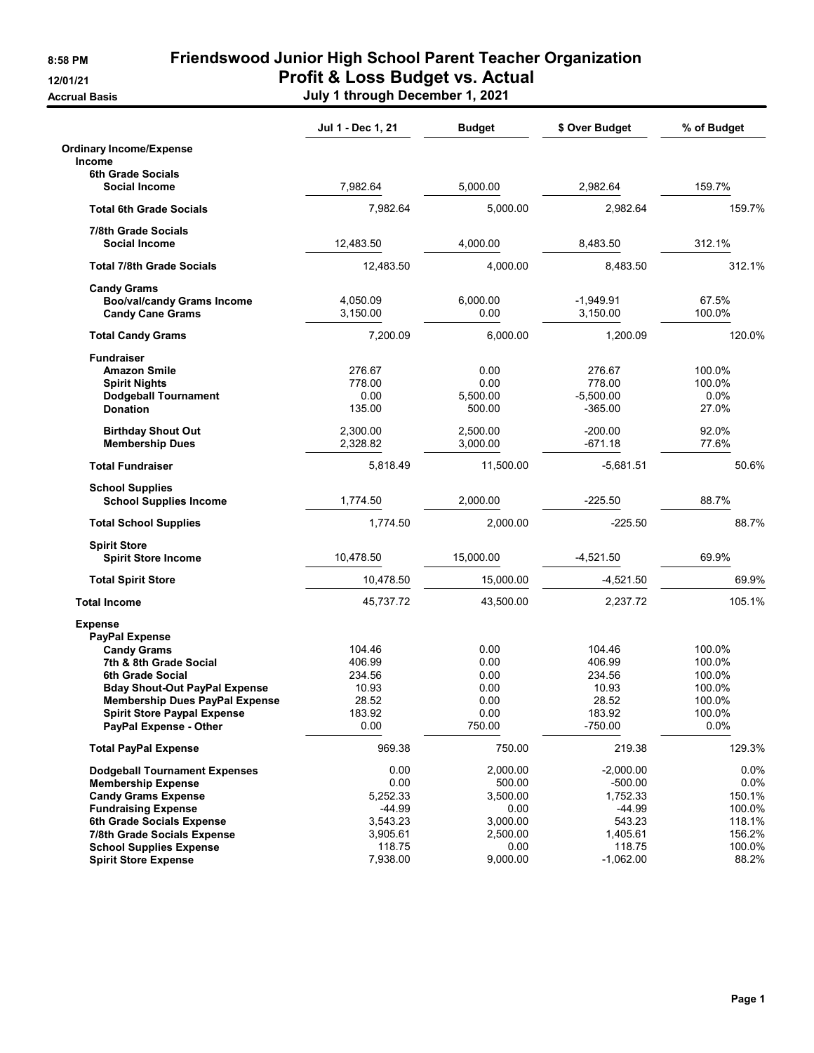# Friendswood Junior High School Parent Teacher Organization
## Profit & Loss Budget vs. Actual
### July 1 through December 1, 2021

8:58 PM
12/01/21
Accrual Basis

| | Jul 1 - Dec 1, 21 | Budget | $ Over Budget | % of Budget |
|---|---|---|---|---|
| **Ordinary Income/Expense** | | | | |
| **Income** | | | | |
| **6th Grade Socials** | | | | |
| **Social Income** | 7,982.64 | 5,000.00 | 2,982.64 | 159.7% |
| **Total 6th Grade Socials** | 7,982.64 | 5,000.00 | 2,982.64 | 159.7% |
| **7/8th Grade Socials** | | | | |
| **Social Income** | 12,483.50 | 4,000.00 | 8,483.50 | 312.1% |
| **Total 7/8th Grade Socials** | 12,483.50 | 4,000.00 | 8,483.50 | 312.1% |
| **Candy Grams** | | | | |
| **Boo/val/candy Grams Income** | 4,050.09 | 6,000.00 | -1,949.91 | 67.5% |
| **Candy Cane Grams** | 3,150.00 | 0.00 | 3,150.00 | 100.0% |
| **Total Candy Grams** | 7,200.09 | 6,000.00 | 1,200.09 | 120.0% |
| **Fundraiser** | | | | |
| **Amazon Smile** | 276.67 | 0.00 | 276.67 | 100.0% |
| **Spirit Nights** | 778.00 | 0.00 | 778.00 | 100.0% |
| **Dodgeball Tournament** | 0.00 | 5,500.00 | -5,500.00 | 0.0% |
| **Donation** | 135.00 | 500.00 | -365.00 | 27.0% |
| **Birthday Shout Out** | 2,300.00 | 2,500.00 | -200.00 | 92.0% |
| **Membership Dues** | 2,328.82 | 3,000.00 | -671.18 | 77.6% |
| **Total Fundraiser** | 5,818.49 | 11,500.00 | -5,681.51 | 50.6% |
| **School Supplies** | | | | |
| **School Supplies Income** | 1,774.50 | 2,000.00 | -225.50 | 88.7% |
| **Total School Supplies** | 1,774.50 | 2,000.00 | -225.50 | 88.7% |
| **Spirit Store** | | | | |
| **Spirit Store Income** | 10,478.50 | 15,000.00 | -4,521.50 | 69.9% |
| **Total Spirit Store** | 10,478.50 | 15,000.00 | -4,521.50 | 69.9% |
| **Total Income** | 45,737.72 | 43,500.00 | 2,237.72 | 105.1% |
| **Expense** | | | | |
| **PayPal Expense** | | | | |
| **Candy Grams** | 104.46 | 0.00 | 104.46 | 100.0% |
| **7th & 8th Grade Social** | 406.99 | 0.00 | 406.99 | 100.0% |
| **6th Grade Social** | 234.56 | 0.00 | 234.56 | 100.0% |
| **Bday Shout-Out PayPal Expense** | 10.93 | 0.00 | 10.93 | 100.0% |
| **Membership Dues PayPal Expense** | 28.52 | 0.00 | 28.52 | 100.0% |
| **Spirit Store Paypal Expense** | 183.92 | 0.00 | 183.92 | 100.0% |
| **PayPal Expense - Other** | 0.00 | 750.00 | -750.00 | 0.0% |
| **Total PayPal Expense** | 969.38 | 750.00 | 219.38 | 129.3% |
| **Dodgeball Tournament Expenses** | 0.00 | 2,000.00 | -2,000.00 | 0.0% |
| **Membership Expense** | 0.00 | 500.00 | -500.00 | 0.0% |
| **Candy Grams Expense** | 5,252.33 | 3,500.00 | 1,752.33 | 150.1% |
| **Fundraising Expense** | -44.99 | 0.00 | -44.99 | 100.0% |
| **6th Grade Socials Expense** | 3,543.23 | 3,000.00 | 543.23 | 118.1% |
| **7/8th Grade Socials Expense** | 3,905.61 | 2,500.00 | 1,405.61 | 156.2% |
| **School Supplies Expense** | 118.75 | 0.00 | 118.75 | 100.0% |
| **Spirit Store Expense** | 7,938.00 | 9,000.00 | -1,062.00 | 88.2% |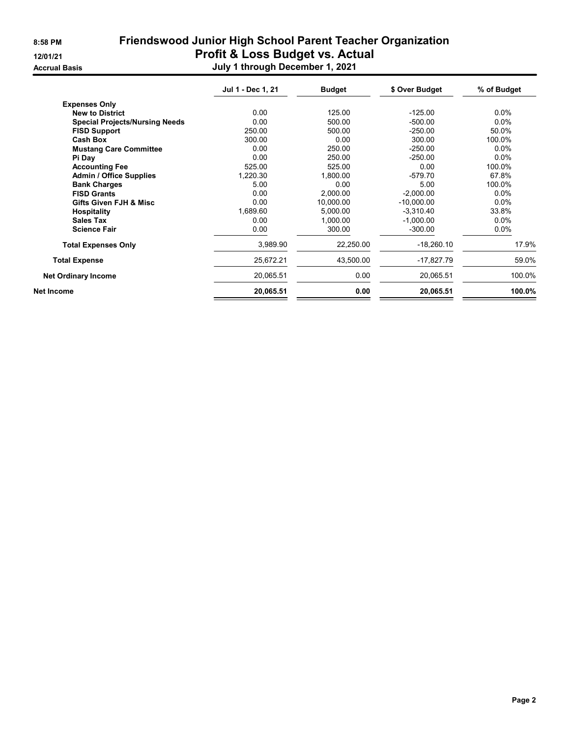# Friendswood Junior High School Parent Teacher Organization
## Profit & Loss Budget vs. Actual
### July 1 through December 1, 2021

8:58 PM
12/01/21
Accrual Basis

| | Jul 1 - Dec 1, 21 | Budget | $ Over Budget | % of Budget |
|---|---|---|---|---|
| **Expenses Only** | | | | |
| **New to District** | 0.00 | 125.00 | -125.00 | 0.0% |
| **Special Projects/Nursing Needs** | 0.00 | 500.00 | -500.00 | 0.0% |
| **FISD Support** | 250.00 | 500.00 | -250.00 | 50.0% |
| **Cash Box** | 300.00 | 0.00 | 300.00 | 100.0% |
| **Mustang Care Committee** | 0.00 | 250.00 | -250.00 | 0.0% |
| **Pi Day** | 0.00 | 250.00 | -250.00 | 0.0% |
| **Accounting Fee** | 525.00 | 525.00 | 0.00 | 100.0% |
| **Admin / Office Supplies** | 1,220.30 | 1,800.00 | -579.70 | 67.8% |
| **Bank Charges** | 5.00 | 0.00 | 5.00 | 100.0% |
| **FISD Grants** | 0.00 | 2,000.00 | -2,000.00 | 0.0% |
| **Gifts Given FJH & Misc** | 0.00 | 10,000.00 | -10,000.00 | 0.0% |
| **Hospitality** | 1,689.60 | 5,000.00 | -3,310.40 | 33.8% |
| **Sales Tax** | 0.00 | 1,000.00 | -1,000.00 | 0.0% |
| **Science Fair** | 0.00 | 300.00 | -300.00 | 0.0% |
| **Total Expenses Only** | 3,989.90 | 22,250.00 | -18,260.10 | 17.9% |
| **Total Expense** | 25,672.21 | 43,500.00 | -17,827.79 | 59.0% |
| **Net Ordinary Income** | 20,065.51 | 0.00 | 20,065.51 | 100.0% |
| **Net Income** | **20,065.51** | **0.00** | **20,065.51** | **100.0%** |